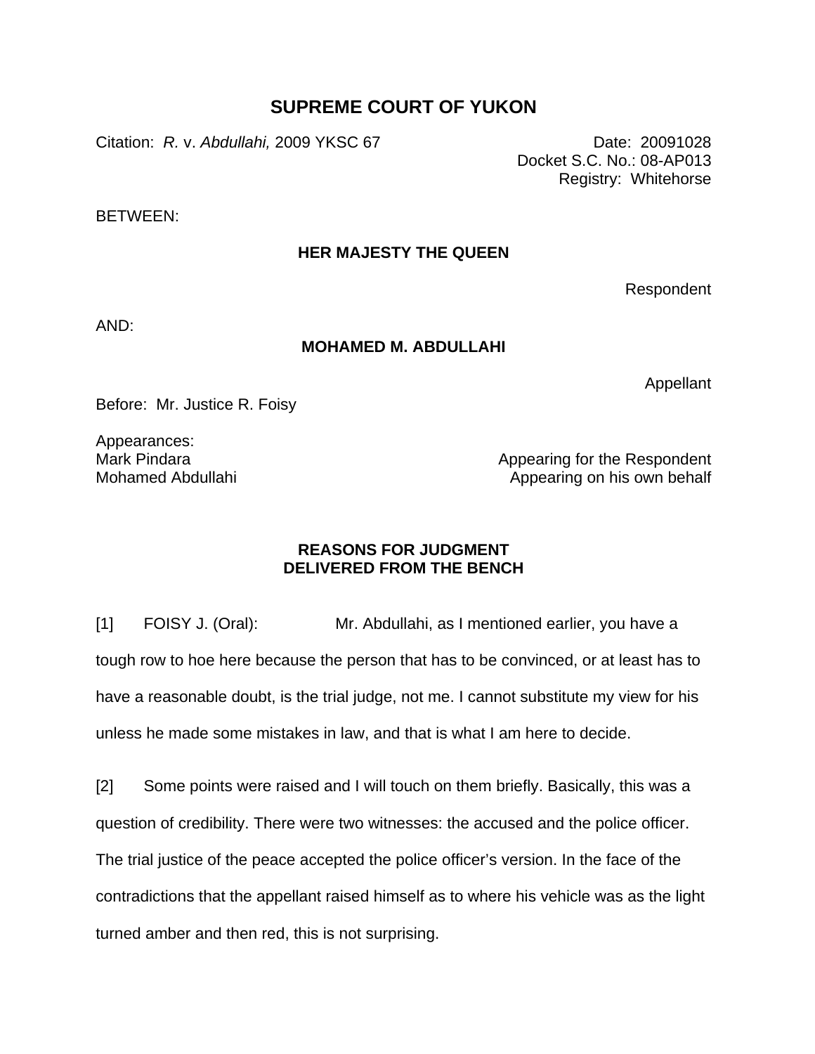# SUPREME COURT OF YUKON

Citation: *R.* v. *Abdullahi,* 2009 YKSC 67

Date: 20091028
Docket S.C. No.: 08-AP013
Registry: Whitehorse

BETWEEN:

**HER MAJESTY THE QUEEN**

Respondent

AND:

**MOHAMED M. ABDULLAHI**

Appellant

Before: Mr. Justice R. Foisy

Appearances:
Mark Pindara — Appearing for the Respondent
Mohamed Abdullahi — Appearing on his own behalf

## REASONS FOR JUDGMENT DELIVERED FROM THE BENCH

[1] FOISY J. (Oral): Mr. Abdullahi, as I mentioned earlier, you have a tough row to hoe here because the person that has to be convinced, or at least has to have a reasonable doubt, is the trial judge, not me. I cannot substitute my view for his unless he made some mistakes in law, and that is what I am here to decide.

[2] Some points were raised and I will touch on them briefly. Basically, this was a question of credibility. There were two witnesses: the accused and the police officer. The trial justice of the peace accepted the police officer's version. In the face of the contradictions that the appellant raised himself as to where his vehicle was as the light turned amber and then red, this is not surprising.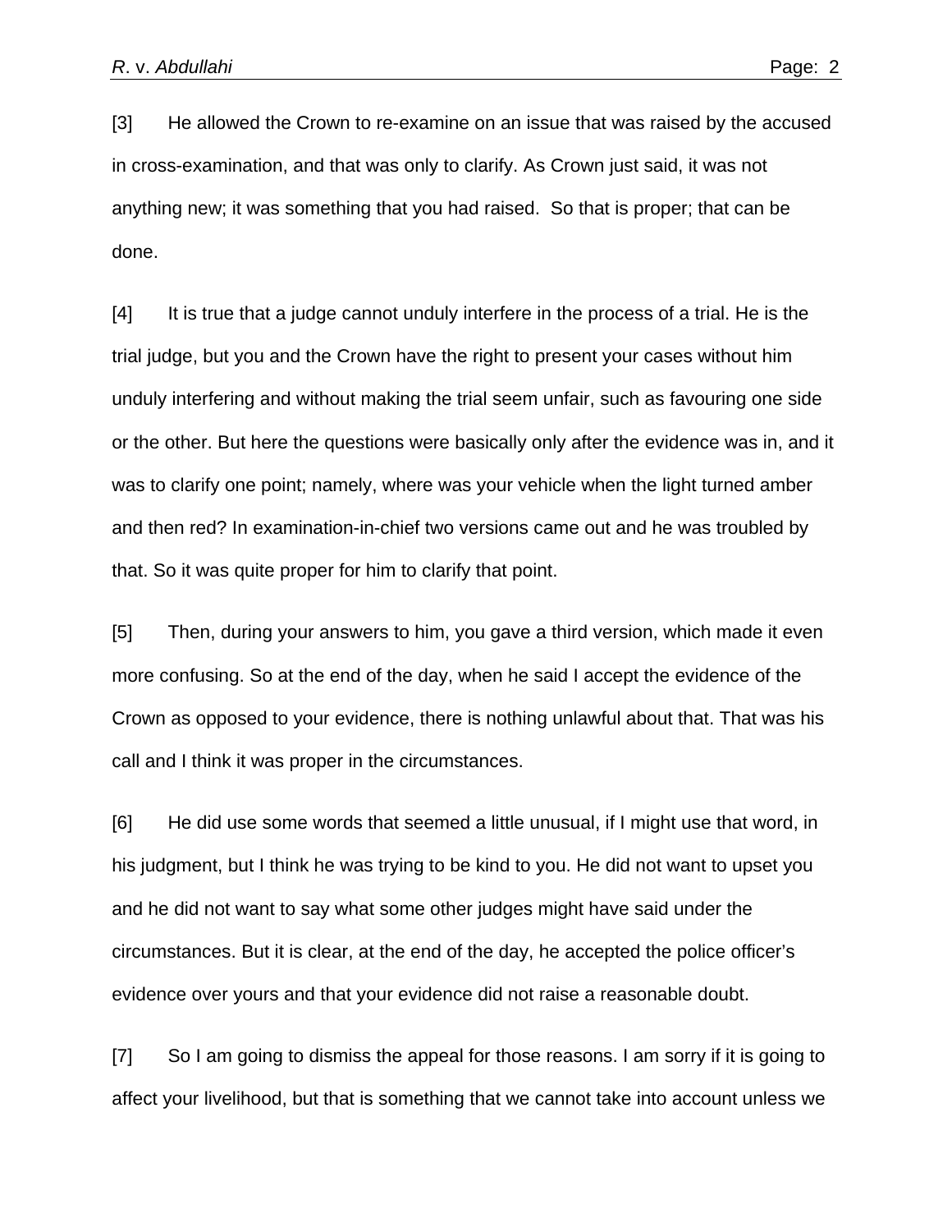[3] He allowed the Crown to re-examine on an issue that was raised by the accused in cross-examination, and that was only to clarify. As Crown just said, it was not anything new; it was something that you had raised. So that is proper; that can be done.

[4] It is true that a judge cannot unduly interfere in the process of a trial. He is the trial judge, but you and the Crown have the right to present your cases without him unduly interfering and without making the trial seem unfair, such as favouring one side or the other. But here the questions were basically only after the evidence was in, and it was to clarify one point; namely, where was your vehicle when the light turned amber and then red? In examination-in-chief two versions came out and he was troubled by that. So it was quite proper for him to clarify that point.

[5] Then, during your answers to him, you gave a third version, which made it even more confusing. So at the end of the day, when he said I accept the evidence of the Crown as opposed to your evidence, there is nothing unlawful about that. That was his call and I think it was proper in the circumstances.

[6] He did use some words that seemed a little unusual, if I might use that word, in his judgment, but I think he was trying to be kind to you. He did not want to upset you and he did not want to say what some other judges might have said under the circumstances. But it is clear, at the end of the day, he accepted the police officer's evidence over yours and that your evidence did not raise a reasonable doubt.

[7] So I am going to dismiss the appeal for those reasons. I am sorry if it is going to affect your livelihood, but that is something that we cannot take into account unless we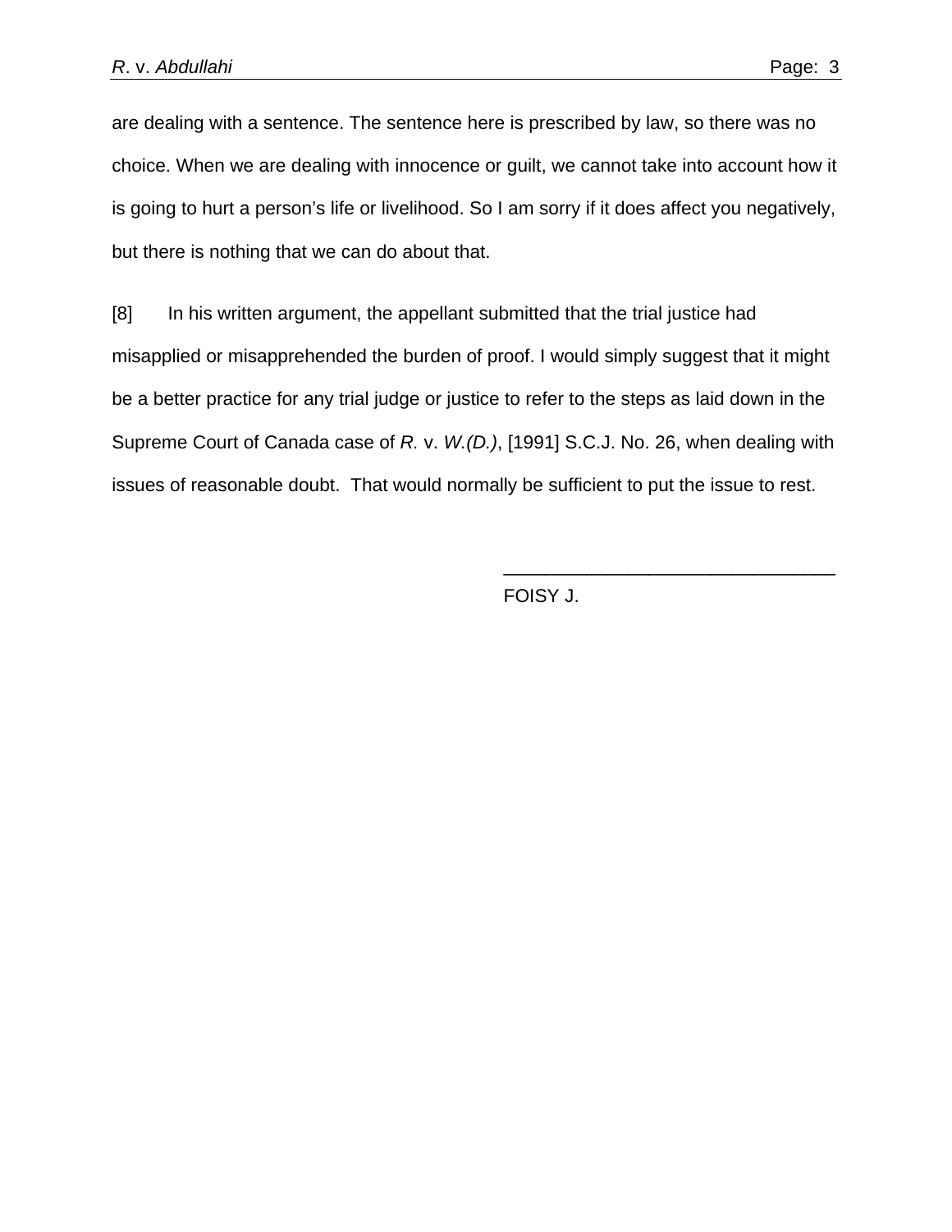are dealing with a sentence. The sentence here is prescribed by law, so there was no choice. When we are dealing with innocence or guilt, we cannot take into account how it is going to hurt a person's life or livelihood. So I am sorry if it does affect you negatively, but there is nothing that we can do about that.

[8] In his written argument, the appellant submitted that the trial justice had misapplied or misapprehended the burden of proof. I would simply suggest that it might be a better practice for any trial judge or justice to refer to the steps as laid down in the Supreme Court of Canada case of *R.* v. *W.(D.)*, [1991] S.C.J. No. 26, when dealing with issues of reasonable doubt. That would normally be sufficient to put the issue to rest.

_______________________________

FOISY J.